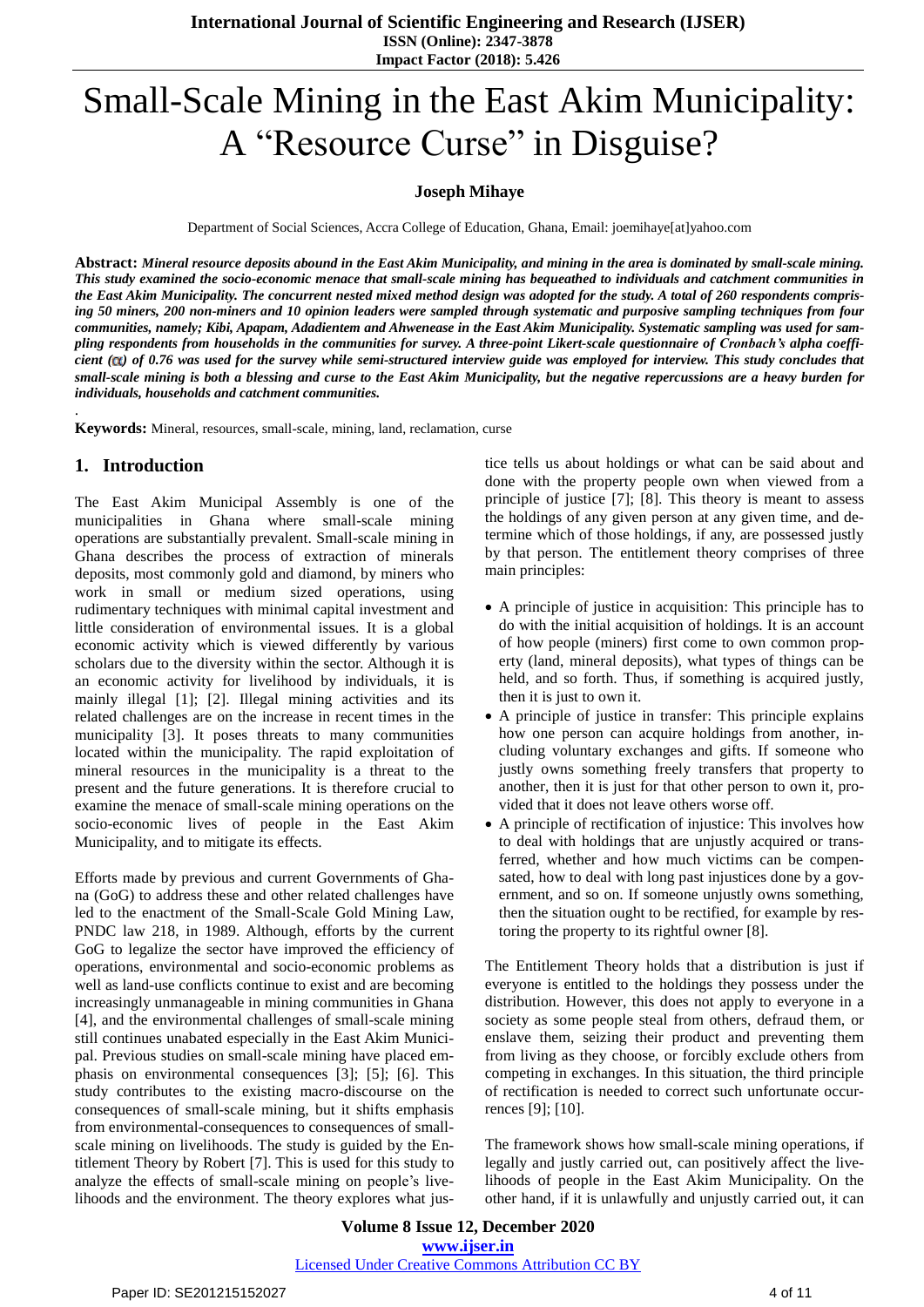# Small-Scale Mining in the East Akim Municipality: A "Resource Curse" in Disguise?

**Joseph Mihaye**

Department of Social Sciences, Accra College of Education, Ghana, Email: joemihaye[at]yahoo.com

**Abstract:** ***Mineral resource deposits abound in the East Akim Municipality, and mining in the area is dominated by small-scale mining. This study examined the socio-economic menace that small-scale mining has bequeathed to individuals and catchment communities in the East Akim Municipality. The concurrent nested mixed method design was adopted for the study. A total of 260 respondents comprising 50 miners, 200 non-miners and 10 opinion leaders were sampled through systematic and purposive sampling techniques from four communities, namely; Kibi, Apapam, Adadientem and Ahwenease in the East Akim Municipality. Systematic sampling was used for sampling respondents from households in the communities for survey. A three-point Likert-scale questionnaire of Cronbach's alpha coefficient ($\alpha$) of 0.76 was used for the survey while semi-structured interview guide was employed for interview. This study concludes that small-scale mining is both a blessing and curse to the East Akim Municipality, but the negative repercussions are a heavy burden for individuals, households and catchment communities.***

**Keywords:** Mineral, resources, small-scale, mining, land, reclamation, curse

## 1. Introduction

The East Akim Municipal Assembly is one of the municipalities in Ghana where small-scale mining operations are substantially present. Small-scale mining in Ghana describes the process of extraction of minerals deposits, most commonly gold and diamond, by miners who work in small or medium sized operations, using rudimentary techniques with minimal capital investment and little consideration of environmental issues. It is a global economic activity which is viewed differently by various scholars due to the diversity within the sector. Although it is an economic activity for livelihood by individuals, it is mainly illegal [1]; [2]. Illegal mining activities and its related challenges are on the increase in recent times in the municipality [3]. It poses threats to many communities located within the municipality. The rapid exploitation of mineral resources in the municipality is a threat to the present and the future generations. It is therefore crucial to examine the menace of small-scale mining operations on the socio-economic lives of people in the East Akim Municipality, and to mitigate its effects.

Efforts made by previous and current Governments of Ghana (GoG) to address these and other related challenges have led to the enactment of the Small-Scale Gold Mining Law, PNDC law 218, in 1989. Although, efforts by the current GoG to legalize the sector have improved the efficiency of operations, environmental and socio-economic problems as well as land-use conflicts continue to exist and are becoming increasingly unmanageable in mining communities in Ghana [4], and the environmental challenges of small-scale mining still continues unabated especially in the East Akim Municipal. Previous studies on small-scale mining have placed emphasis on environmental consequences [3]; [5]; [6]. This study contributes to the existing macro-discourse on the consequences of small-scale mining, but it shifts emphasis from environmental-consequences to consequences of small-scale mining on livelihoods. The study is guided by the Entitlement Theory by Robert [7]. This is used for this study to analyze the effects of small-scale mining on people's livelihoods and the environment. The theory explores what justice tells us about holdings or what can be said about and done with the property people own when viewed from a principle of justice [7]; [8]. This theory is meant to assess the holdings of any given person at any given time, and determine which of those holdings, if any, are possessed justly by that person. The entitlement theory comprises of three main principles:

- A principle of justice in acquisition: This principle has to do with the initial acquisition of holdings. It is an account of how people (miners) first come to own common property (land, mineral deposits), what types of things can be held, and so forth. Thus, if something is acquired justly, then it is just to own it.
- A principle of justice in transfer: This principle explains how one person can acquire holdings from another, including voluntary exchanges and gifts. If someone who justly owns something freely transfers that property to another, then it is just for that other person to own it, provided that it does not leave others worse off.
- A principle of rectification of injustice: This involves how to deal with holdings that are unjustly acquired or transferred, whether and how much victims can be compensated, how to deal with long past injustices done by a government, and so on. If someone unjustly owns something, then the situation ought to be rectified, for example by restoring the property to its rightful owner [8].

The Entitlement Theory holds that a distribution is just if everyone is entitled to the holdings they possess under the distribution. However, this does not apply to everyone in a society as some people steal from others, defraud them, or enslave them, seizing their product and preventing them from living as they choose, or forcibly exclude others from competing in exchanges. In this situation, the third principle of rectification is needed to correct such unfortunate occurrences [9]; [10].

The framework shows how small-scale mining operations, if legally and justly carried out, can positively affect the livelihoods of people in the East Akim Municipality. On the other hand, if it is unlawfully and unjustly carried out, it can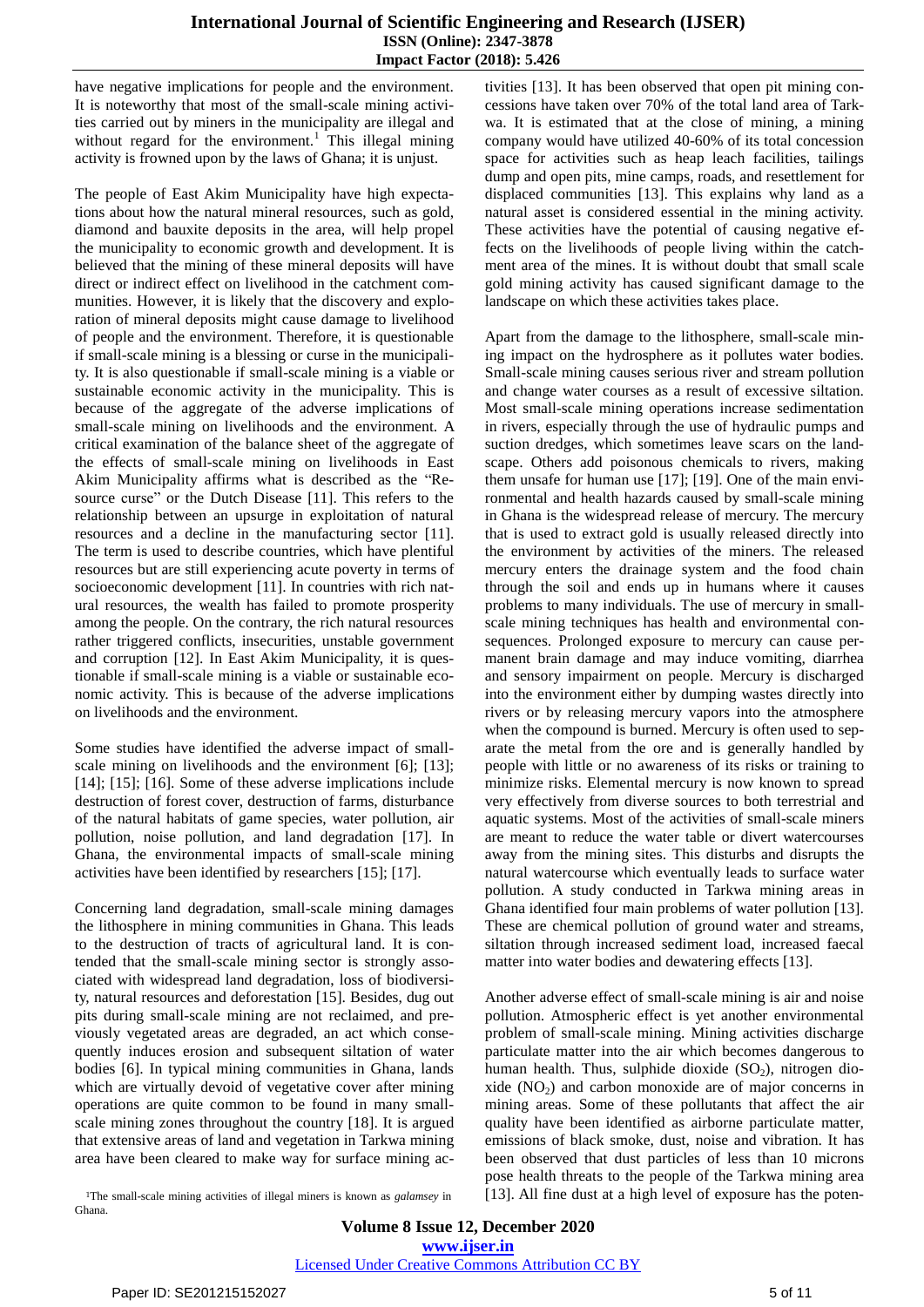have negative implications for people and the environment. It is noteworthy that most of the small-scale mining activities carried out by miners in the municipality are illegal and without regard for the environment.[1] This illegal mining activity is frowned upon by the laws of Ghana; it is unjust.

The people of East Akim Municipality have high expectations about how the natural mineral resources, such as gold, diamond and bauxite deposits in the area, will help propel the municipality to economic growth and development. It is believed that the mining of these mineral deposits will have direct or indirect effect on livelihood in the catchment communities. However, it is likely that the discovery and exploration of mineral deposits might cause damage to livelihood of people and the environment. Therefore, it is questionable if small-scale mining is a blessing or curse in the municipality. It is also questionable if small-scale mining is a viable or sustainable economic activity in the municipality. This is because of the aggregate of the adverse implications of small-scale mining on livelihoods and the environment. A critical examination of the balance sheet of the aggregate of the effects of small-scale mining on livelihoods in East Akim Municipality affirms what is described as the "Resource curse" or the Dutch Disease [11]. This refers to the relationship between an upsurge in exploitation of natural resources and a decline in the manufacturing sector [11]. The term is used to describe countries, which have plentiful resources but are still experiencing acute poverty in terms of socioeconomic development [11]. In countries with rich natural resources, the wealth has failed to promote prosperity among the people. On the contrary, the rich natural resources rather triggered conflicts, insecurities, unstable government and corruption [12]. In East Akim Municipality, it is questionable if small-scale mining is a viable or sustainable economic activity. This is because of the adverse implications on livelihoods and the environment.

Some studies have identified the adverse impact of small-scale mining on livelihoods and the environment [6]; [13]; [14]; [15]; [16]. Some of these adverse implications include destruction of forest cover, destruction of farms, disturbance of the natural habitats of game species, water pollution, air pollution, noise pollution, and land degradation [17]. In Ghana, the environmental impacts of small-scale mining activities have been identified by researchers [15]; [17].

Concerning land degradation, small-scale mining damages the lithosphere in mining communities in Ghana. This leads to the destruction of tracts of agricultural land. It is contended that the small-scale mining sector is strongly associated with widespread land degradation, loss of biodiversity, natural resources and deforestation [15]. Besides, dug out pits during small-scale mining are not reclaimed, and previously vegetated areas are degraded, an act which consequently induces erosion and subsequent siltation of water bodies [6]. In typical mining communities in Ghana, lands which are virtually devoid of vegetative cover after mining operations are quite common to be found in many small-scale mining zones throughout the country [18]. It is argued that extensive areas of land and vegetation in Tarkwa mining area have been cleared to make way for surface mining activities [13]. It has been observed that open pit mining concessions have taken over 70% of the total land area of Tarkwa. It is estimated that at the close of mining, a mining company would have utilized 40-60% of its total concession space for activities such as heap leach facilities, tailings dump and open pits, mine camps, roads, and resettlement for displaced communities [13]. This explains why land as a natural asset is considered essential in the mining activity. These activities have the potential of causing negative effects on the livelihoods of people living within the catchment area of the mines. It is without doubt that small scale gold mining activity has caused significant damage to the landscape on which these activities takes place.

Apart from the damage to the lithosphere, small-scale mining impact on the hydrosphere as it pollutes water bodies. Small-scale mining causes serious river and stream pollution and change water courses as a result of excessive siltation. Most small-scale mining operations increase sedimentation in rivers, especially through the use of hydraulic pumps and suction dredges, which sometimes leave scars on the landscape. Others add poisonous chemicals to rivers, making them unsafe for human use [17]; [19]. One of the main environmental and health hazards caused by small-scale mining in Ghana is the widespread release of mercury. The mercury that is used to extract gold is usually released directly into the environment by activities of the miners. The released mercury enters the drainage system and the food chain through the soil and ends up in humans where it causes problems to many individuals. The use of mercury in small-scale mining techniques has health and environmental consequences. Prolonged exposure to mercury can cause permanent brain damage and may induce vomiting, diarrhea and sensory impairment on people. Mercury is discharged into the environment either by dumping wastes directly into rivers or by releasing mercury vapors into the atmosphere when the compound is burned. Mercury is often used to separate the metal from the ore and is generally handled by people with little or no awareness of its risks or training to minimize risks. Elemental mercury is now known to spread very effectively from diverse sources to both terrestrial and aquatic systems. Most of the activities of small-scale miners are meant to reduce the water table or divert watercourses away from the mining sites. This disturbs and disrupts the natural watercourse which eventually leads to surface water pollution. A study conducted in Tarkwa mining areas in Ghana identified four main problems of water pollution [13]. These are chemical pollution of ground water and streams, siltation through increased sediment load, increased faecal matter into water bodies and dewatering effects [13].

Another adverse effect of small-scale mining is air and noise pollution. Atmospheric effect is yet another environmental problem of small-scale mining. Mining activities discharge particulate matter into the air which becomes dangerous to human health. Thus, sulphide dioxide ($SO_2$), nitrogen dioxide ($NO_2$) and carbon monoxide are of major concerns in mining areas. Some of these pollutants that affect the air quality have been identified as airborne particulate matter, emissions of black smoke, dust, noise and vibration. It has been observed that dust particles of less than 10 microns pose health threats to the people of the Tarkwa mining area [13]. All fine dust at a high level of exposure has the poten-

[1] The small-scale mining activities of illegal miners is known as *galamsey* in Ghana.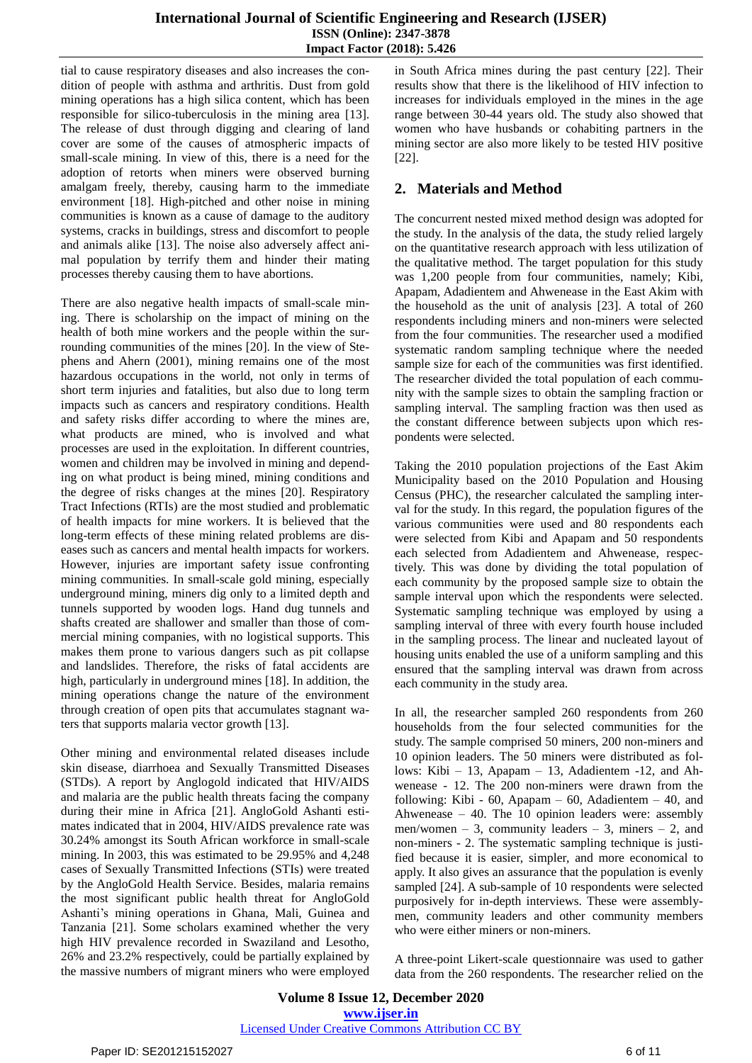tial to cause respiratory diseases and also increases the condition of people with asthma and arthritis. Dust from gold mining operations has a high silica content, which has been responsible for silico-tuberculosis in the mining area [13]. The release of dust through digging and clearing of land cover are some of the causes of atmospheric impacts of small-scale mining. In view of this, there is a need for the adoption of retorts when miners were observed burning amalgam freely, thereby, causing harm to the immediate environment [18]. High-pitched and other noise in mining communities is known as a cause of damage to the auditory systems, cracks in buildings, stress and discomfort to people and animals alike [13]. The noise also adversely affect animal population by terrify them and hinder their mating processes thereby causing them to have abortions.

There are also negative health impacts of small-scale mining. There is scholarship on the impact of mining on the health of both mine workers and the people within the surrounding communities of the mines [20]. In the view of Stephens and Ahern (2001), mining remains one of the most hazardous occupations in the world, not only in terms of short term injuries and fatalities, but also due to long term impacts such as cancers and respiratory conditions. Health and safety risks differ according to where the mines are, what products are mined, who is involved and what processes are used in the exploitation. In different countries, women and children may be involved in mining and depending on what product is being mined, mining conditions and the degree of risks changes at the mines [20]. Respiratory Tract Infections (RTIs) are the most studied and problematic of health impacts for mine workers. It is believed that the long-term effects of these mining related problems are diseases such as cancers and mental health impacts for workers. However, injuries are important safety issue confronting mining communities. In small-scale gold mining, especially underground mining, miners dig only to a limited depth and tunnels supported by wooden logs. Hand dug tunnels and shafts created are shallower and smaller than those of commercial mining companies, with no logistical supports. This makes them prone to various dangers such as pit collapse and landslides. Therefore, the risks of fatal accidents are high, particularly in underground mines [18]. In addition, the mining operations change the nature of the environment through creation of open pits that accumulates stagnant waters that supports malaria vector growth [13].

Other mining and environmental related diseases include skin disease, diarrhoea and Sexually Transmitted Diseases (STDs). A report by Anglogold indicated that HIV/AIDS and malaria are the public health threats facing the company during their mine in Africa [21]. AngloGold Ashanti estimates indicated that in 2004, HIV/AIDS prevalence rate was 30.24% amongst its South African workforce in small-scale mining. In 2003, this was estimated to be 29.95% and 4,248 cases of Sexually Transmitted Infections (STIs) were treated by the AngloGold Health Service. Besides, malaria remains the most significant public health threat for AngloGold Ashanti's mining operations in Ghana, Mali, Guinea and Tanzania [21]. Some scholars examined whether the very high HIV prevalence recorded in Swaziland and Lesotho, 26% and 23.2% respectively, could be partially explained by the massive numbers of migrant miners who were employed in South Africa mines during the past century [22]. Their results show that there is the likelihood of HIV infection to increases for individuals employed in the mines in the age range between 30-44 years old. The study also showed that women who have husbands or cohabiting partners in the mining sector are also more likely to be tested HIV positive [22].

## 2. Materials and Method

The concurrent nested mixed method design was adopted for the study. In the analysis of the data, the study relied largely on the quantitative research approach with less utilization of the qualitative method. The target population for this study was 1,200 people from four communities, namely; Kibi, Apapam, Adadientem and Ahwenease in the East Akim with the household as the unit of analysis [23]. A total of 260 respondents including miners and non-miners were selected from the four communities. The researcher used a modified systematic random sampling technique where the needed sample size for each of the communities was first identified. The researcher divided the total population of each community with the sample sizes to obtain the sampling fraction or sampling interval. The sampling fraction was then used as the constant difference between subjects upon which respondents were selected.

Taking the 2010 population projections of the East Akim Municipality based on the 2010 Population and Housing Census (PHC), the researcher calculated the sampling interval for the study. In this regard, the population figures of the various communities were used and 80 respondents each were selected from Kibi and Apapam and 50 respondents each selected from Adadientem and Ahwenease, respectively. This was done by dividing the total population of each community by the proposed sample size to obtain the sample interval upon which the respondents were selected. Systematic sampling technique was employed by using a sampling interval of three with every fourth house included in the sampling process. The linear and nucleated layout of housing units enabled the use of a uniform sampling and this ensured that the sampling interval was drawn from across each community in the study area.

In all, the researcher sampled 260 respondents from 260 households from the four selected communities for the study. The sample comprised 50 miners, 200 non-miners and 10 opinion leaders. The 50 miners were distributed as follows: Kibi – 13, Apapam – 13, Adadientem -12, and Ahwenease - 12. The 200 non-miners were drawn from the following: Kibi - 60, Apapam – 60, Adadientem – 40, and Ahwenease – 40. The 10 opinion leaders were: assembly men/women – 3, community leaders – 3, miners – 2, and non-miners - 2. The systematic sampling technique is justified because it is easier, simpler, and more economical to apply. It also gives an assurance that the population is evenly sampled [24]. A sub-sample of 10 respondents were selected purposively for in-depth interviews. These were assemblymen, community leaders and other community members who were either miners or non-miners.

A three-point Likert-scale questionnaire was used to gather data from the 260 respondents. The researcher relied on the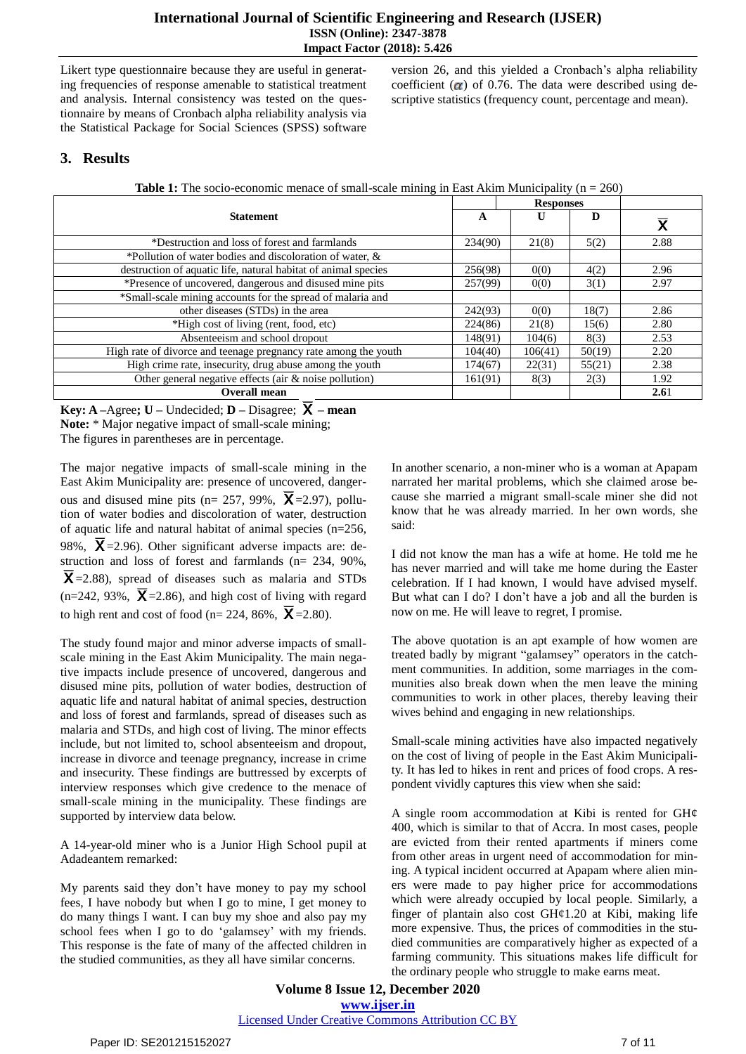Likert type questionnaire because they are useful in generating frequencies of response amenable to statistical treatment and analysis. Internal consistency was tested on the questionnaire by means of Cronbach alpha reliability analysis via the Statistical Package for Social Sciences (SPSS) software version 26, and this yielded a Cronbach's alpha reliability coefficient ($\alpha$) of 0.76. The data were described using descriptive statistics (frequency count, percentage and mean).

## 3. Results

**Table 1:** The socio-economic menace of small-scale mining in East Akim Municipality (n = 260)

| Statement | Responses | | | $\bar{X}$ |
|---|---|---|---|---|
| | A | U | D | |
| *Destruction and loss of forest and farmlands | 234(90) | 21(8) | 5(2) | 2.88 |
| *Pollution of water bodies and discoloration of water, & destruction of aquatic life, natural habitat of animal species | 256(98) | 0(0) | 4(2) | 2.96 |
| *Presence of uncovered, dangerous and disused mine pits | 257(99) | 0(0) | 3(1) | 2.97 |
| *Small-scale mining accounts for the spread of malaria and other diseases (STDs) in the area | 242(93) | 0(0) | 18(7) | 2.86 |
| *High cost of living (rent, food, etc) | 224(86) | 21(8) | 15(6) | 2.80 |
| Absenteeism and school dropout | 148(91) | 104(6) | 8(3) | 2.53 |
| High rate of divorce and teenage pregnancy rate among the youth | 104(40) | 106(41) | 50(19) | 2.20 |
| High crime rate, insecurity, drug abuse among the youth | 174(67) | 22(31) | 55(21) | 2.38 |
| Other general negative effects (air & noise pollution) | 161(91) | 8(3) | 2(3) | 1.92 |
| **Overall mean** | | | | **2.61** |

**Key: A** –Agree**; U** – Undecided; **D** – Disagree; $\bar{X}$ – **mean**
**Note:** * Major negative impact of small-scale mining;
The figures in parentheses are in percentage.

The major negative impacts of small-scale mining in the East Akim Municipality are: presence of uncovered, dangerous and disused mine pits (n= 257, 99%, $\bar{X}$=2.97), pollution of water bodies and discoloration of water, destruction of aquatic life and natural habitat of animal species (n=256, 98%, $\bar{X}$=2.96). Other significant adverse impacts are: destruction and loss of forest and farmlands (n= 234, 90%, $\bar{X}$=2.88), spread of diseases such as malaria and STDs (n=242, 93%, $\bar{X}$=2.86), and high cost of living with regard to high rent and cost of food (n= 224, 86%, $\bar{X}$=2.80).

The study found major and minor adverse impacts of small-scale mining in the East Akim Municipality. The main negative impacts include presence of uncovered, dangerous and disused mine pits, pollution of water bodies, destruction of aquatic life and natural habitat of animal species, destruction and loss of forest and farmlands, spread of diseases such as malaria and STDs, and high cost of living. The minor effects include, but not limited to, school absenteeism and dropout, increase in divorce and teenage pregnancy, increase in crime and insecurity. These findings are buttressed by excerpts of interview responses which give credence to the menace of small-scale mining in the municipality. These findings are supported by interview data below.

A 14-year-old miner who is a Junior High School pupil at Adadeantem remarked:

My parents said they don't have money to pay my school fees, I have nobody but when I go to mine, I get money to do many things I want. I can buy my shoe and also pay my school fees when I go to do 'galamsey' with my friends. This response is the fate of many of the affected children in the studied communities, as they all have similar concerns.

In another scenario, a non-miner who is a woman at Apapam narrated her marital problems, which she claimed arose because she married a migrant small-scale miner she did not know that he was already married. In her own words, she said:

I did not know the man has a wife at home. He told me he has never married and will take me home during the Easter celebration. If I had known, I would have advised myself. But what can I do? I don't have a job and all the burden is now on me. He will leave to regret, I promise.

The above quotation is an apt example of how women are treated badly by migrant "galamsey" operators in the catchment communities. In addition, some marriages in the communities also break down when the men leave the mining communities to work in other places, thereby leaving their wives behind and engaging in new relationships.

Small-scale mining activities have also impacted negatively on the cost of living of people in the East Akim Municipality. It has led to hikes in rent and prices of food crops. A respondent vividly captures this view when she said:

A single room accommodation at Kibi is rented for GH¢ 400, which is similar to that of Accra. In most cases, people are evicted from their rented apartments if miners come from other areas in urgent need of accommodation for mining. A typical incident occurred at Apapam where alien miners were made to pay higher price for accommodations which were already occupied by local people. Similarly, a finger of plantain also cost GH¢1.20 at Kibi, making life more expensive. Thus, the prices of commodities in the studied communities are comparatively higher as expected of a farming community. This situations makes life difficult for the ordinary people who struggle to make earns meat.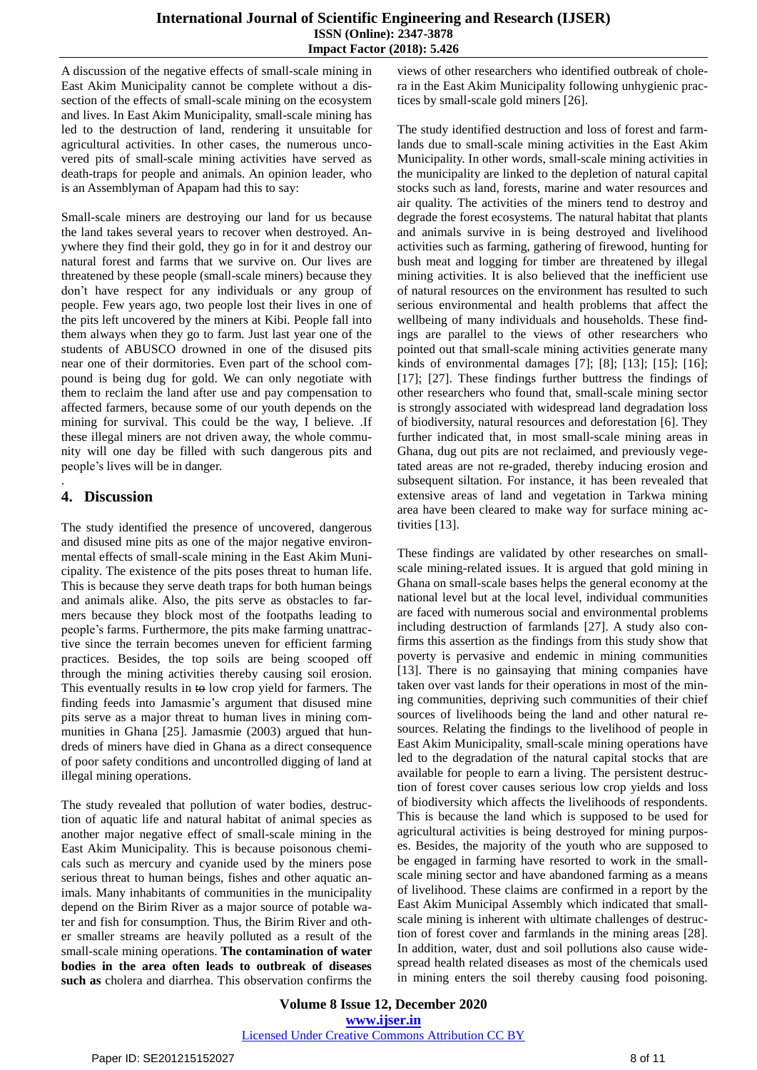A discussion of the negative effects of small-scale mining in East Akim Municipality cannot be complete without a discussion of the effects of small-scale mining on the ecosystem and lives. In East Akim Municipality, small-scale mining has led to the destruction of land, rendering it unsuitable for agricultural activities. In other cases, the numerous uncovered pits of small-scale mining activities have served as death-traps for people and animals. An opinion leader, who is an Assemblyman of Apapam had this to say:

Small-scale miners are destroying our land for us because the land takes several years to recover when destroyed. Anywhere they find their gold, they go in for it and destroy our natural forest and farms that we survive on. Our lives are threatened by these people (small-scale miners) because they don't have respect for any individuals or any group of people. Few years ago, two people lost their lives in one of the pits left uncovered by the miners at Kibi. People fall into them always when they go to farm. Just last year one of the students of ABUSCO drowned in one of the disused pits near one of their dormitories. Even part of the school compound is being dug for gold. We can only negotiate with them to reclaim the land after use and pay compensation to affected farmers, because some of our youth depends on the mining for survival. This could be the way, I believe. .If these illegal miners are not driven away, the whole community will one day be filled with such dangerous pits and people's lives will be in danger.

.

## 4. Discussion

The study identified the presence of uncovered, dangerous and disused mine pits as one of the major negative environmental effects of small-scale mining in the East Akim Municipality. The existence of the pits poses threat to human life. This is because they serve death traps for both human beings and animals alike. Also, the pits serve as obstacles to farmers because they block most of the footpaths leading to people's farms. Furthermore, the pits make farming unattractive since the terrain becomes uneven for efficient farming practices. Besides, the top soils are being scooped off through the mining activities thereby causing soil erosion. This eventually results in ~~to~~ low crop yield for farmers. The finding feeds into Jamasmie's argument that disused mine pits serve as a major threat to human lives in mining communities in Ghana [25]. Jamasmie (2003) argued that hundreds of miners have died in Ghana as a direct consequence of poor safety conditions and uncontrolled digging of land at illegal mining operations.

The study revealed that pollution of water bodies, destruction of aquatic life and natural habitat of animal species as another major negative effect of small-scale mining in the East Akim Municipality. This is because poisonous chemicals such as mercury and cyanide used by the miners pose serious threat to human beings, fishes and other aquatic animals. Many inhabitants of communities in the municipality depend on the Birim River as a major source of potable water and fish for consumption. Thus, the Birim River and other smaller streams are heavily polluted as a result of the small-scale mining operations. **The contamination of water bodies in the area often leads to outbreak of diseases such as** cholera and diarrhea. This observation confirms the views of other researchers who identified outbreak of cholera in the East Akim Municipality following unhygienic practices by small-scale gold miners [26].

The study identified destruction and loss of forest and farmlands due to small-scale mining activities in the East Akim Municipality. In other words, small-scale mining activities in the municipality are linked to the depletion of natural capital stocks such as land, forests, marine and water resources and air quality. The activities of the miners tend to destroy and degrade the forest ecosystems. The natural habitat that plants and animals survive in is being destroyed and livelihood activities such as farming, gathering of firewood, hunting for bush meat and logging for timber are threatened by illegal mining activities. It is also believed that the inefficient use of natural resources on the environment has resulted to such serious environmental and health problems that affect the wellbeing of many individuals and households. These findings are parallel to the views of other researchers who pointed out that small-scale mining activities generate many kinds of environmental damages [7]; [8]; [13]; [15]; [16]; [17]; [27]. These findings further buttress the findings of other researchers who found that, small-scale mining sector is strongly associated with widespread land degradation loss of biodiversity, natural resources and deforestation [6]. They further indicated that, in most small-scale mining areas in Ghana, dug out pits are not reclaimed, and previously vegetated areas are not re-graded, thereby inducing erosion and subsequent siltation. For instance, it has been revealed that extensive areas of land and vegetation in Tarkwa mining area have been cleared to make way for surface mining activities [13].

These findings are validated by other researches on small-scale mining-related issues. It is argued that gold mining in Ghana on small-scale bases helps the general economy at the national level but at the local level, individual communities are faced with numerous social and environmental problems including destruction of farmlands [27]. A study also confirms this assertion as the findings from this study show that poverty is pervasive and endemic in mining communities [13]. There is no gainsaying that mining companies have taken over vast lands for their operations in most of the mining communities, depriving such communities of their chief sources of livelihoods being the land and other natural resources. Relating the findings to the livelihood of people in East Akim Municipality, small-scale mining operations have led to the degradation of the natural capital stocks that are available for people to earn a living. The persistent destruction of forest cover causes serious low crop yields and loss of biodiversity which affects the livelihoods of respondents. This is because the land which is supposed to be used for agricultural activities is being destroyed for mining purposes. Besides, the majority of the youth who are supposed to be engaged in farming have resorted to work in the small-scale mining sector and have abandoned farming as a means of livelihood. These claims are confirmed in a report by the East Akim Municipal Assembly which indicated that small-scale mining is inherent with ultimate challenges of destruction of forest cover and farmlands in the mining areas [28]. In addition, water, dust and soil pollutions also cause widespread health related diseases as most of the chemicals used in mining enters the soil thereby causing food poisoning.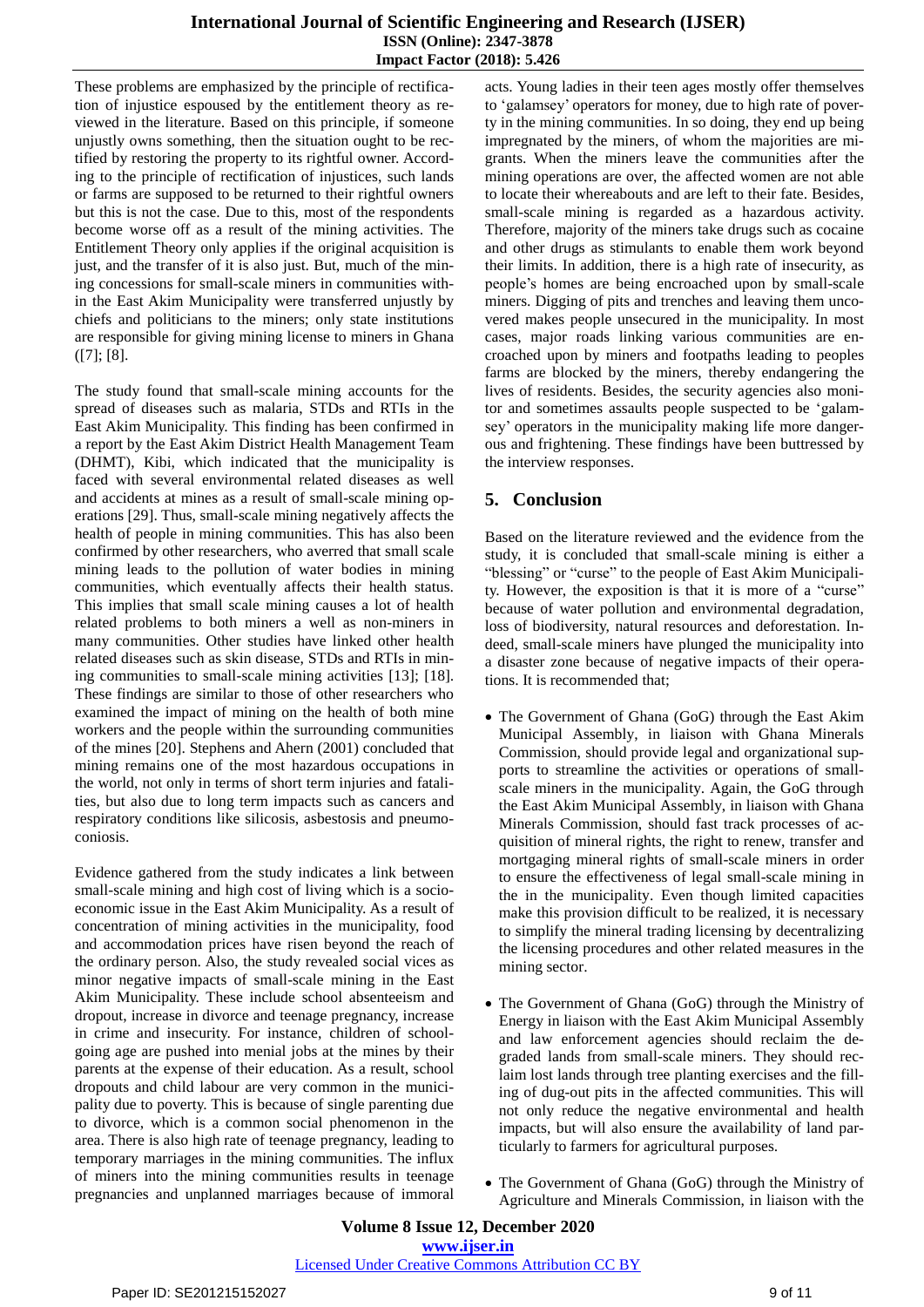These problems are emphasized by the principle of rectification of injustice espoused by the entitlement theory as reviewed in the literature. Based on this principle, if someone unjustly owns something, then the situation ought to be rectified by restoring the property to its rightful owner. According to the principle of rectification of injustices, such lands or farms are supposed to be returned to their rightful owners but this is not the case. Due to this, most of the respondents become worse off as a result of the mining activities. The Entitlement Theory only applies if the original acquisition is just, and the transfer of it is also just. But, much of the mining concessions for small-scale miners in communities within the East Akim Municipality were transferred unjustly by chiefs and politicians to the miners; only state institutions are responsible for giving mining license to miners in Ghana ([7]; [8].

The study found that small-scale mining accounts for the spread of diseases such as malaria, STDs and RTIs in the East Akim Municipality. This finding has been confirmed in a report by the East Akim District Health Management Team (DHMT), Kibi, which indicated that the municipality is faced with several environmental related diseases as well and accidents at mines as a result of small-scale mining operations [29]. Thus, small-scale mining negatively affects the health of people in mining communities. This has also been confirmed by other researchers, who averred that small scale mining leads to the pollution of water bodies in mining communities, which eventually affects their health status. This implies that small scale mining causes a lot of health related problems to both miners a well as non-miners in many communities. Other studies have linked other health related diseases such as skin disease, STDs and RTIs in mining communities to small-scale mining activities [13]; [18]. These findings are similar to those of other researchers who examined the impact of mining on the health of both mine workers and the people within the surrounding communities of the mines [20]. Stephens and Ahern (2001) concluded that mining remains one of the most hazardous occupations in the world, not only in terms of short term injuries and fatalities, but also due to long term impacts such as cancers and respiratory conditions like silicosis, asbestosis and pneumoconiosis.

Evidence gathered from the study indicates a link between small-scale mining and high cost of living which is a socio-economic issue in the East Akim Municipality. As a result of concentration of mining activities in the municipality, food and accommodation prices have risen beyond the reach of the ordinary person. Also, the study revealed social vices as minor negative impacts of small-scale mining in the East Akim Municipality. These include school absenteeism and dropout, increase in divorce and teenage pregnancy, increase in crime and insecurity. For instance, children of school-going age are pushed into menial jobs at the mines by their parents at the expense of their education. As a result, school dropouts and child labour are very common in the municipality due to poverty. This is because of single parenting due to divorce, which is a common social phenomenon in the area. There is also high rate of teenage pregnancy, leading to temporary marriages in the mining communities. The influx of miners into the mining communities results in teenage pregnancies and unplanned marriages because of immoral acts. Young ladies in their teen ages mostly offer themselves to 'galamsey' operators for money, due to high rate of poverty in the mining communities. In so doing, they end up being impregnated by the miners, of whom the majorities are migrants. When the miners leave the communities after the mining operations are over, the affected women are not able to locate their whereabouts and are left to their fate. Besides, small-scale mining is regarded as a hazardous activity. Therefore, majority of the miners take drugs such as cocaine and other drugs as stimulants to enable them work beyond their limits. In addition, there is a high rate of insecurity, as people's homes are being encroached upon by small-scale miners. Digging of pits and trenches and leaving them uncovered makes people unsecured in the municipality. In most cases, major roads linking various communities are encroached upon by miners and footpaths leading to peoples farms are blocked by the miners, thereby endangering the lives of residents. Besides, the security agencies also monitor and sometimes assaults people suspected to be 'galamsey' operators in the municipality making life more dangerous and frightening. These findings have been buttressed by the interview responses.

## 5. Conclusion

Based on the literature reviewed and the evidence from the study, it is concluded that small-scale mining is either a "blessing" or "curse" to the people of East Akim Municipality. However, the exposition is that it is more of a "curse" because of water pollution and environmental degradation, loss of biodiversity, natural resources and deforestation. Indeed, small-scale miners have plunged the municipality into a disaster zone because of negative impacts of their operations. It is recommended that;

- The Government of Ghana (GoG) through the East Akim Municipal Assembly, in liaison with Ghana Minerals Commission, should provide legal and organizational supports to streamline the activities or operations of small-scale miners in the municipality. Again, the GoG through the East Akim Municipal Assembly, in liaison with Ghana Minerals Commission, should fast track processes of acquisition of mineral rights, the right to renew, transfer and mortgaging mineral rights of small-scale miners in order to ensure the effectiveness of legal small-scale mining in the in the municipality. Even though limited capacities make this provision difficult to be realized, it is necessary to simplify the mineral trading licensing by decentralizing the licensing procedures and other related measures in the mining sector.
- The Government of Ghana (GoG) through the Ministry of Energy in liaison with the East Akim Municipal Assembly and law enforcement agencies should reclaim the degraded lands from small-scale miners. They should reclaim lost lands through tree planting exercises and the filling of dug-out pits in the affected communities. This will not only reduce the negative environmental and health impacts, but will also ensure the availability of land particularly to farmers for agricultural purposes.
- The Government of Ghana (GoG) through the Ministry of Agriculture and Minerals Commission, in liaison with the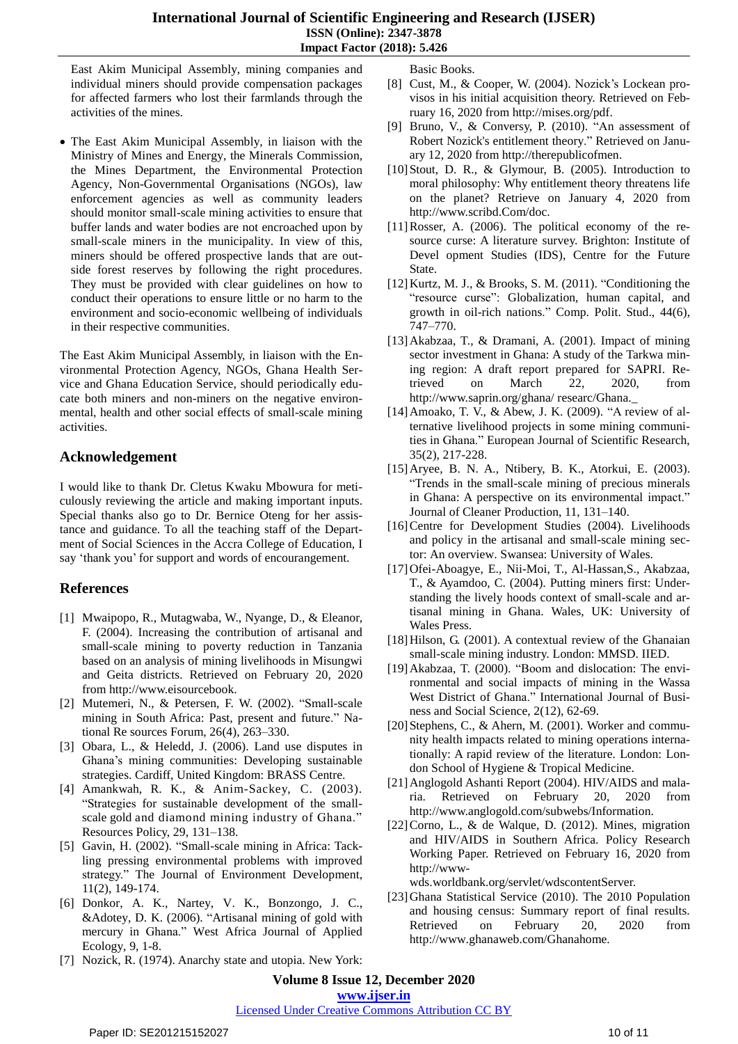East Akim Municipal Assembly, mining companies and individual miners should provide compensation packages for affected farmers who lost their farmlands through the activities of the mines.

- The East Akim Municipal Assembly, in liaison with the Ministry of Mines and Energy, the Minerals Commission, the Mines Department, the Environmental Protection Agency, Non-Governmental Organisations (NGOs), law enforcement agencies as well as community leaders should monitor small-scale mining activities to ensure that buffer lands and water bodies are not encroached upon by small-scale miners in the municipality. In view of this, miners should be offered prospective lands that are outside forest reserves by following the right procedures. They must be provided with clear guidelines on how to conduct their operations to ensure little or no harm to the environment and socio-economic wellbeing of individuals in their respective communities.

The East Akim Municipal Assembly, in liaison with the Environmental Protection Agency, NGOs, Ghana Health Service and Ghana Education Service, should periodically educate both miners and non-miners on the negative environmental, health and other social effects of small-scale mining activities.

## Acknowledgement

I would like to thank Dr. Cletus Kwaku Mbowura for meticulously reviewing the article and making important inputs. Special thanks also go to Dr. Bernice Oteng for her assistance and guidance. To all the teaching staff of the Department of Social Sciences in the Accra College of Education, I say 'thank you' for support and words of encouragement.

## References

[1] Mwaipopo, R., Mutagwaba, W., Nyange, D., & Eleanor, F. (2004). Increasing the contribution of artisanal and small-scale mining to poverty reduction in Tanzania based on an analysis of mining livelihoods in Misungwi and Geita districts. Retrieved on February 20, 2020 from http://www.eisourcebook.

[2] Mutemeri, N., & Petersen, F. W. (2002). "Small-scale mining in South Africa: Past, present and future." National Re sources Forum, 26(4), 263–330.

[3] Obara, L., & Heledd, J. (2006). Land use disputes in Ghana's mining communities: Developing sustainable strategies. Cardiff, United Kingdom: BRASS Centre.

[4] Amankwah, R. K., & Anim-Sackey, C. (2003). "Strategies for sustainable development of the small-scale gold and diamond mining industry of Ghana." Resources Policy, 29, 131–138.

[5] Gavin, H. (2002). "Small-scale mining in Africa: Tackling pressing environmental problems with improved strategy." The Journal of Environment Development, 11(2), 149-174.

[6] Donkor, A. K., Nartey, V. K., Bonzongo, J. C., &Adotey, D. K. (2006). "Artisanal mining of gold with mercury in Ghana." West Africa Journal of Applied Ecology, 9, 1-8.

[7] Nozick, R. (1974). Anarchy state and utopia. New York: Basic Books.

[8] Cust, M., & Cooper, W. (2004). Nozick's Lockean provisos in his initial acquisition theory. Retrieved on February 16, 2020 from http://mises.org/pdf.

[9] Bruno, V., & Conversy, P. (2010). "An assessment of Robert Nozick's entitlement theory." Retrieved on January 12, 2020 from http://therepublicofmen.

[10] Stout, D. R., & Glymour, B. (2005). Introduction to moral philosophy: Why entitlement theory threatens life on the planet? Retrieve on January 4, 2020 from http://www.scribd.Com/doc.

[11] Rosser, A. (2006). The political economy of the resource curse: A literature survey. Brighton: Institute of Devel opment Studies (IDS), Centre for the Future State.

[12] Kurtz, M. J., & Brooks, S. M. (2011). "Conditioning the "resource curse": Globalization, human capital, and growth in oil-rich nations." Comp. Polit. Stud., 44(6), 747–770.

[13] Akabzaa, T., & Dramani, A. (2001). Impact of mining sector investment in Ghana: A study of the Tarkwa mining region: A draft report prepared for SAPRI. Retrieved on March 22, 2020, from http://www.saprin.org/ghana/ researc/Ghana._

[14] Amoako, T. V., & Abew, J. K. (2009). "A review of alternative livelihood projects in some mining communities in Ghana." European Journal of Scientific Research, 35(2), 217-228.

[15] Aryee, B. N. A., Ntibery, B. K., Atorkui, E. (2003). "Trends in the small-scale mining of precious minerals in Ghana: A perspective on its environmental impact." Journal of Cleaner Production, 11, 131–140.

[16] Centre for Development Studies (2004). Livelihoods and policy in the artisanal and small-scale mining sector: An overview. Swansea: University of Wales.

[17] Ofei-Aboagye, E., Nii-Moi, T., Al-Hassan,S., Akabzaa, T., & Ayamdoo, C. (2004). Putting miners first: Understanding the lively hoods context of small-scale and artisanal mining in Ghana. Wales, UK: University of Wales Press.

[18] Hilson, G. (2001). A contextual review of the Ghanaian small-scale mining industry. London: MMSD. IIED.

[19] Akabzaa, T. (2000). "Boom and dislocation: The environmental and social impacts of mining in the Wassa West District of Ghana." International Journal of Business and Social Science, 2(12), 62-69.

[20] Stephens, C., & Ahern, M. (2001). Worker and community health impacts related to mining operations internationally: A rapid review of the literature. London: London School of Hygiene & Tropical Medicine.

[21] Anglogold Ashanti Report (2004). HIV/AIDS and malaria. Retrieved on February 20, 2020 from http://www.anglogold.com/subwebs/Information.

[22] Corno, L., & de Walque, D. (2012). Mines, migration and HIV/AIDS in Southern Africa. Policy Research Working Paper. Retrieved on February 16, 2020 from http://www-wds.worldbank.org/servlet/wdscontentServer.

[23] Ghana Statistical Service (2010). The 2010 Population and housing census: Summary report of final results. Retrieved on February 20, 2020 from http://www.ghanaweb.com/Ghanahome.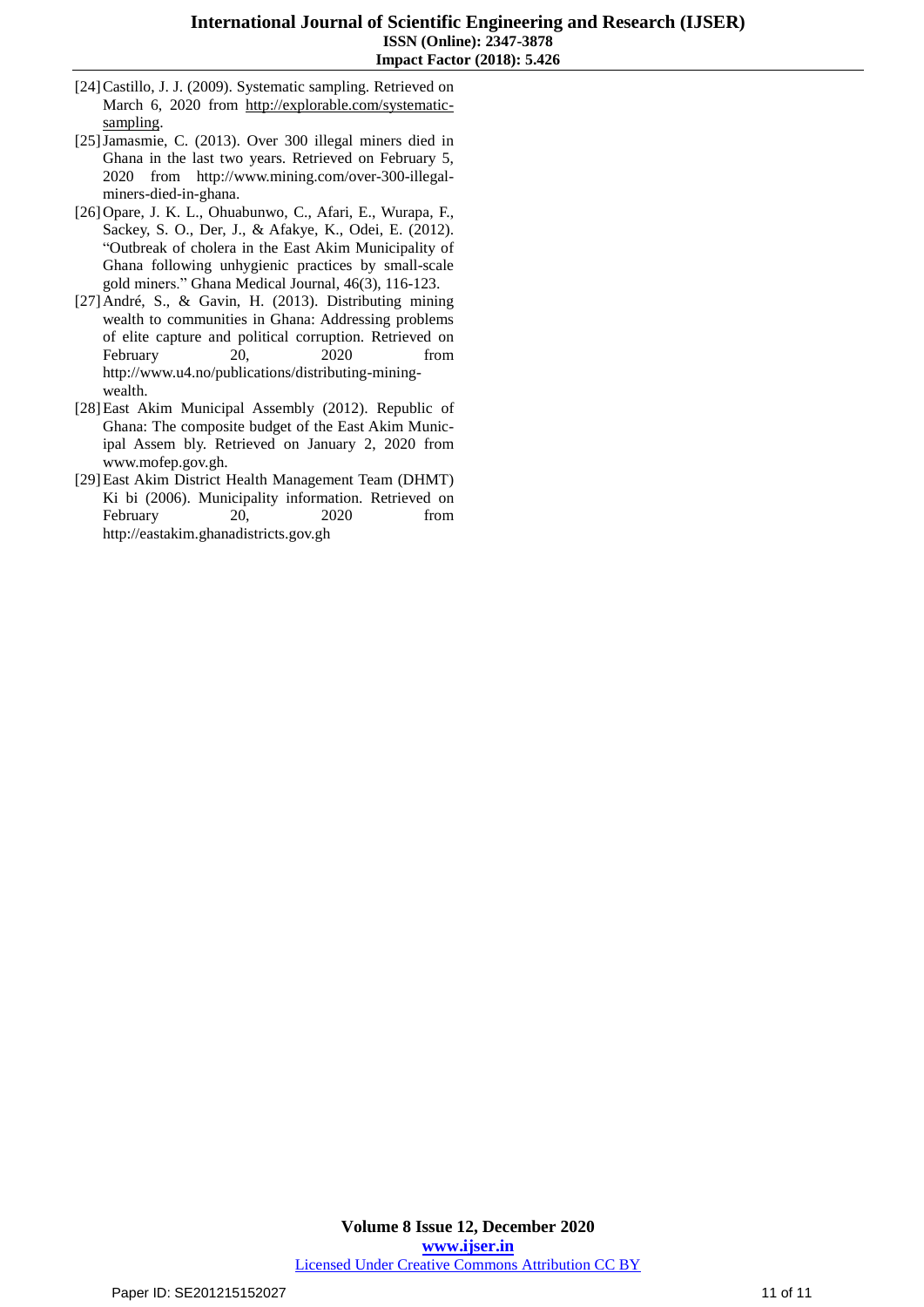[24] Castillo, J. J. (2009). Systematic sampling. Retrieved on March 6, 2020 from http://explorable.com/systematic-sampling.

[25] Jamasmie, C. (2013). Over 300 illegal miners died in Ghana in the last two years. Retrieved on February 5, 2020 from http://www.mining.com/over-300-illegal-miners-died-in-ghana.

[26] Opare, J. K. L., Ohuabunwo, C., Afari, E., Wurapa, F., Sackey, S. O., Der, J., & Afakye, K., Odei, E. (2012). "Outbreak of cholera in the East Akim Municipality of Ghana following unhygienic practices by small-scale gold miners." Ghana Medical Journal, 46(3), 116-123.

[27] André, S., & Gavin, H. (2013). Distributing mining wealth to communities in Ghana: Addressing problems of elite capture and political corruption. Retrieved on February 20, 2020 from http://www.u4.no/publications/distributing-mining-wealth.

[28] East Akim Municipal Assembly (2012). Republic of Ghana: The composite budget of the East Akim Municipal Assem bly. Retrieved on January 2, 2020 from www.mofep.gov.gh.

[29] East Akim District Health Management Team (DHMT) Ki bi (2006). Municipality information. Retrieved on February 20, 2020 from http://eastakim.ghanadistricts.gov.gh